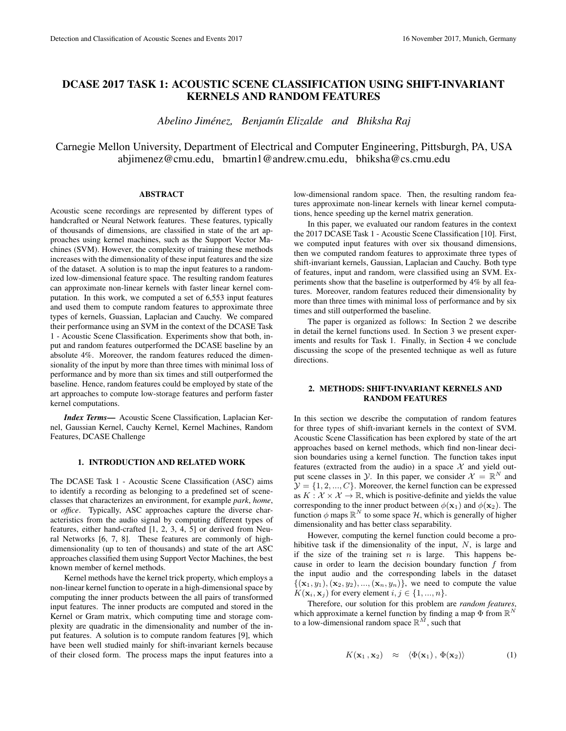# DCASE 2017 TASK 1: ACOUSTIC SCENE CLASSIFICATION USING SHIFT-INVARIANT KERNELS AND RANDOM FEATURES

*Abelino Jiménez, Benjamín Elizalde and Bhiksha Raj*

Carnegie Mellon University, Department of Electrical and Computer Engineering, Pittsburgh, PA, USA
abjimenez@cmu.edu, bmartin1@andrew.cmu.edu, bhiksha@cs.cmu.edu

## ABSTRACT

Acoustic scene recordings are represented by different types of handcrafted or Neural Network features. These features, typically of thousands of dimensions, are classified in state of the art approaches using kernel machines, such as the Support Vector Machines (SVM). However, the complexity of training these methods increases with the dimensionality of these input features and the size of the dataset. A solution is to map the input features to a randomized low-dimensional feature space. The resulting random features can approximate non-linear kernels with faster linear kernel computation. In this work, we computed a set of 6,553 input features and used them to compute random features to approximate three types of kernels, Guassian, Laplacian and Cauchy. We compared their performance using an SVM in the context of the DCASE Task 1 - Acoustic Scene Classification. Experiments show that both, input and random features outperformed the DCASE baseline by an absolute 4%. Moreover, the random features reduced the dimensionality of the input by more than three times with minimal loss of performance and by more than six times and still outperformed the baseline. Hence, random features could be employed by state of the art approaches to compute low-storage features and perform faster kernel computations.

***Index Terms*—** Acoustic Scene Classification, Laplacian Kernel, Gaussian Kernel, Cauchy Kernel, Kernel Machines, Random Features, DCASE Challenge

## 1. INTRODUCTION AND RELATED WORK

The DCASE Task 1 - Acoustic Scene Classification (ASC) aims to identify a recording as belonging to a predefined set of scene-classes that characterizes an environment, for example *park*, *home*, or *office*. Typically, ASC approaches capture the diverse characteristics from the audio signal by computing different types of features, either hand-crafted [1, 2, 3, 4, 5] or derived from Neural Networks [6, 7, 8]. These features are commonly of high-dimensionality (up to ten of thousands) and state of the art ASC approaches classified them using Support Vector Machines, the best known member of kernel methods.

Kernel methods have the kernel trick property, which employs a non-linear kernel function to operate in a high-dimensional space by computing the inner products between the all pairs of transformed input features. The inner products are computed and stored in the Kernel or Gram matrix, which computing time and storage complexity are quadratic in the dimensionality and number of the input features. A solution is to compute random features [9], which have been well studied mainly for shift-invariant kernels because of their closed form. The process maps the input features into a low-dimensional random space. Then, the resulting random features approximate non-linear kernels with linear kernel computations, hence speeding up the kernel matrix generation.

In this paper, we evaluated our random features in the context the 2017 DCASE Task 1 - Acoustic Scene Classification [10]. First, we computed input features with over six thousand dimensions, then we computed random features to approximate three types of shift-invariant kernels, Gaussian, Laplacian and Cauchy. Both type of features, input and random, were classified using an SVM. Experiments show that the baseline is outperformed by 4% by all features. Moreover, random features reduced their dimensionality by more than three times with minimal loss of performance and by six times and still outperformed the baseline.

The paper is organized as follows: In Section 2 we describe in detail the kernel functions used. In Section 3 we present experiments and results for Task 1. Finally, in Section 4 we conclude discussing the scope of the presented technique as well as future directions.

## 2. METHODS: SHIFT-INVARIANT KERNELS AND RANDOM FEATURES

In this section we describe the computation of random features for three types of shift-invariant kernels in the context of SVM. Acoustic Scene Classification has been explored by state of the art approaches based on kernel methods, which find non-linear decision boundaries using a kernel function. The function takes input features (extracted from the audio) in a space $\mathcal{X}$ and yield output scene classes in $\mathcal{Y}$. In this paper, we consider $\mathcal{X} = \mathbb{R}^N$ and $\mathcal{Y} = \{1, 2, ..., C\}$. Moreover, the kernel function can be expressed as $K : \mathcal{X} \times \mathcal{X} \to \mathbb{R}$, which is positive-definite and yields the value corresponding to the inner product between $\phi(\mathbf{x}_1)$ and $\phi(\mathbf{x}_2)$. The function $\phi$ maps $\mathbb{R}^N$ to some space $\mathcal{H}$, which is generally of higher dimensionality and has better class separability.

However, computing the kernel function could become a prohibitive task if the dimensionality of the input, $N$, is large and if the size of the training set $n$ is large. This happens because in order to learn the decision boundary function $f$ from the input audio and the corresponding labels in the dataset $\{(\mathbf{x}_1, y_1), (\mathbf{x}_2, y_2), ..., (\mathbf{x}_n, y_n)\}$, we need to compute the value $K(\mathbf{x}_i, \mathbf{x}_j)$ for every element $i, j \in \{1, ..., n\}$.

Therefore, our solution for this problem are *random features*, which approximate a kernel function by finding a map $\Phi$ from $\mathbb{R}^N$ to a low-dimensional random space $\mathbb{R}^M$, such that

$$K(\mathbf{x}_1 , \mathbf{x}_2) \quad \approx \quad \langle \Phi(\mathbf{x}_1) \, , \, \Phi(\mathbf{x}_2) \rangle \tag{1}$$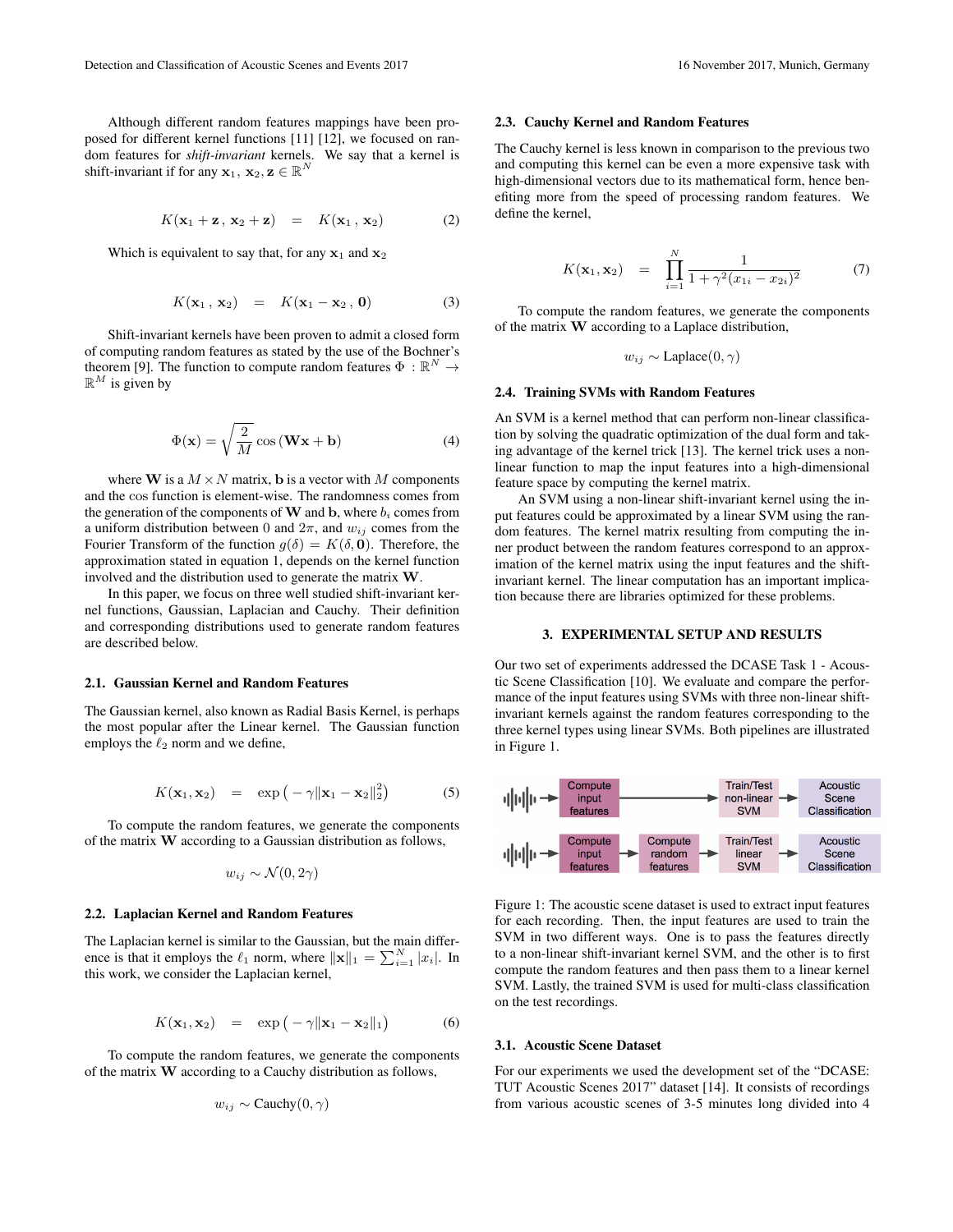Although different random features mappings have been proposed for different kernel functions [11] [12], we focused on random features for *shift-invariant* kernels. We say that a kernel is shift-invariant if for any $\mathbf{x}_1$, $\mathbf{x}_2, \mathbf{z} \in \mathbb{R}^N$

$$K(\mathbf{x}_1 + \mathbf{z}\,,\, \mathbf{x}_2 + \mathbf{z}) \quad = \quad K(\mathbf{x}_1\,,\, \mathbf{x}_2) \tag{2}$$

Which is equivalent to say that, for any $\mathbf{x}_1$ and $\mathbf{x}_2$

$$K(\mathbf{x}_1\,,\, \mathbf{x}_2) \quad = \quad K(\mathbf{x}_1 - \mathbf{x}_2\,,\, \mathbf{0}) \tag{3}$$

Shift-invariant kernels have been proven to admit a closed form of computing random features as stated by the use of the Bochner's theorem [9]. The function to compute random features $\Phi : \mathbb{R}^N \rightarrow \mathbb{R}^M$ is given by

$$\Phi(\mathbf{x}) = \sqrt{\frac{2}{M}} \cos\left(\mathbf{W}\mathbf{x} + \mathbf{b}\right) \tag{4}$$

where $\mathbf{W}$ is a $M \times N$ matrix, $\mathbf{b}$ is a vector with $M$ components and the cos function is element-wise. The randomness comes from the generation of the components of $\mathbf{W}$ and $\mathbf{b}$, where $b_i$ comes from a uniform distribution between $0$ and $2\pi$, and $w_{ij}$ comes from the Fourier Transform of the function $g(\delta) = K(\delta, \mathbf{0})$. Therefore, the approximation stated in equation 1, depends on the kernel function involved and the distribution used to generate the matrix $\mathbf{W}$.

In this paper, we focus on three well studied shift-invariant kernel functions, Gaussian, Laplacian and Cauchy. Their definition and corresponding distributions used to generate random features are described below.

### 2.1. Gaussian Kernel and Random Features

The Gaussian kernel, also known as Radial Basis Kernel, is perhaps the most popular after the Linear kernel. The Gaussian function employs the $\ell_2$ norm and we define,

$$K(\mathbf{x}_1, \mathbf{x}_2) \quad = \quad \exp\left(-\gamma \|\mathbf{x}_1 - \mathbf{x}_2\|_2^2\right) \tag{5}$$

To compute the random features, we generate the components of the matrix $\mathbf{W}$ according to a Gaussian distribution as follows,

$$w_{ij} \sim \mathcal{N}(0, 2\gamma)$$

### 2.2. Laplacian Kernel and Random Features

The Laplacian kernel is similar to the Gaussian, but the main difference is that it employs the $\ell_1$ norm, where $\|\mathbf{x}\|_1 = \sum_{i=1}^{N} |x_i|$. In this work, we consider the Laplacian kernel,

$$K(\mathbf{x}_1, \mathbf{x}_2) \quad = \quad \exp\left(-\gamma \|\mathbf{x}_1 - \mathbf{x}_2\|_1\right) \tag{6}$$

To compute the random features, we generate the components of the matrix $\mathbf{W}$ according to a Cauchy distribution as follows,

$$w_{ij} \sim \text{Cauchy}(0, \gamma)$$

### 2.3. Cauchy Kernel and Random Features

The Cauchy kernel is less known in comparison to the previous two and computing this kernel can be even a more expensive task with high-dimensional vectors due to its mathematical form, hence benefiting more from the speed of processing random features. We define the kernel,

$$K(\mathbf{x}_1, \mathbf{x}_2) \quad = \quad \prod_{i=1}^{N} \frac{1}{1 + \gamma^2 (x_{1i} - x_{2i})^2} \tag{7}$$

To compute the random features, we generate the components of the matrix $\mathbf{W}$ according to a Laplace distribution,

$$w_{ij} \sim \text{Laplace}(0, \gamma)$$

### 2.4. Training SVMs with Random Features

An SVM is a kernel method that can perform non-linear classification by solving the quadratic optimization of the dual form and taking advantage of the kernel trick [13]. The kernel trick uses a non-linear function to map the input features into a high-dimensional feature space by computing the kernel matrix.

An SVM using a non-linear shift-invariant kernel using the input features could be approximated by a linear SVM using the random features. The kernel matrix resulting from computing the inner product between the random features correspond to an approximation of the kernel matrix using the input features and the shift-invariant kernel. The linear computation has an important implication because there are libraries optimized for these problems.

## 3. EXPERIMENTAL SETUP AND RESULTS

Our two set of experiments addressed the DCASE Task 1 - Acoustic Scene Classification [10]. We evaluate and compare the performance of the input features using SVMs with three non-linear shift-invariant kernels against the random features corresponding to the three kernel types using linear SVMs. Both pipelines are illustrated in Figure 1.

Figure 1: The acoustic scene dataset is used to extract input features for each recording. Then, the input features are used to train the SVM in two different ways. One is to pass the features directly to a non-linear shift-invariant kernel SVM, and the other is to first compute the random features and then pass them to a linear kernel SVM. Lastly, the trained SVM is used for multi-class classification on the test recordings.

### 3.1. Acoustic Scene Dataset

For our experiments we used the development set of the "DCASE: TUT Acoustic Scenes 2017" dataset [14]. It consists of recordings from various acoustic scenes of 3-5 minutes long divided into 4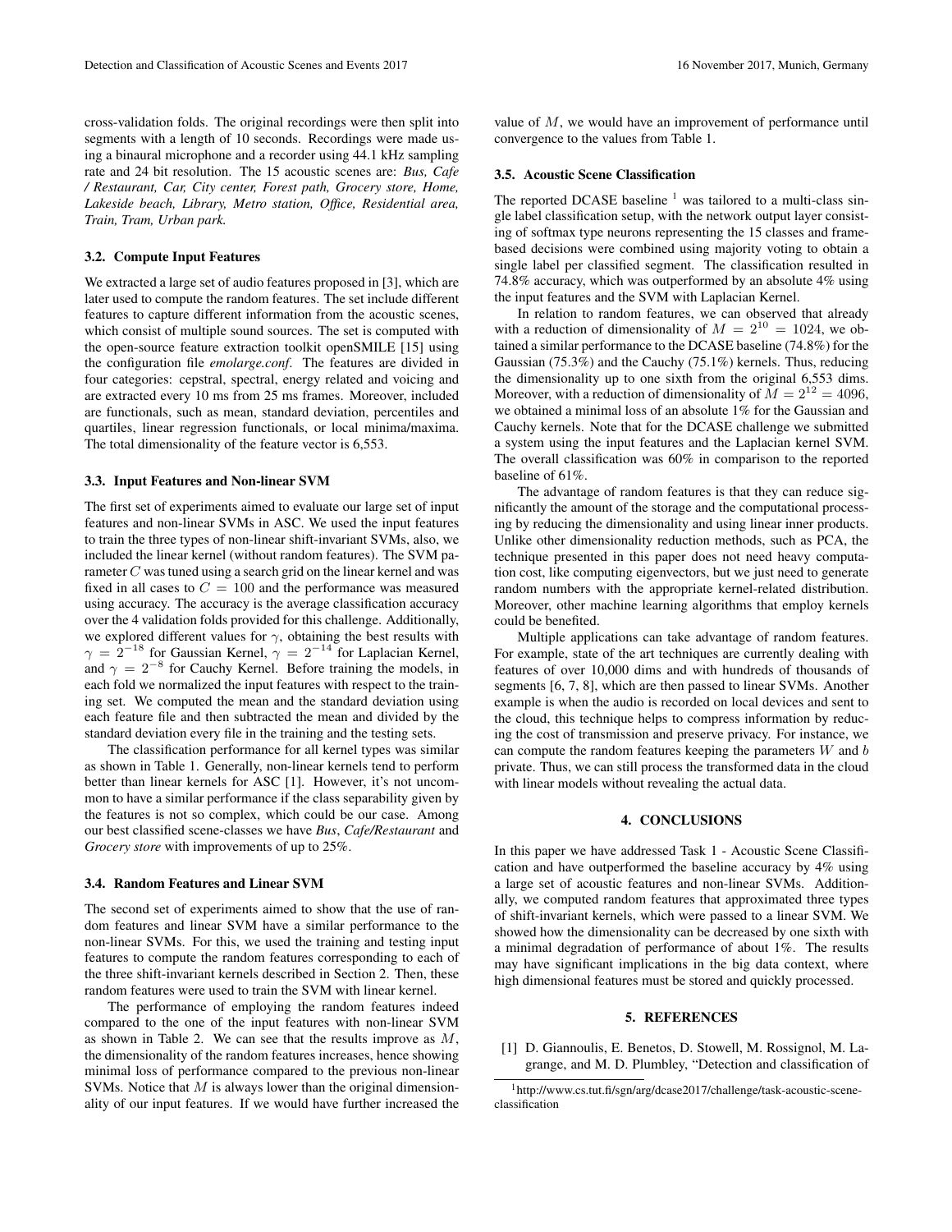cross-validation folds. The original recordings were then split into segments with a length of 10 seconds. Recordings were made using a binaural microphone and a recorder using 44.1 kHz sampling rate and 24 bit resolution. The 15 acoustic scenes are: *Bus, Cafe / Restaurant, Car, City center, Forest path, Grocery store, Home, Lakeside beach, Library, Metro station, Office, Residential area, Train, Tram, Urban park.*

### 3.2. Compute Input Features

We extracted a large set of audio features proposed in [3], which are later used to compute the random features. The set include different features to capture different information from the acoustic scenes, which consist of multiple sound sources. The set is computed with the open-source feature extraction toolkit openSMILE [15] using the configuration file *emolarge.conf*. The features are divided in four categories: cepstral, spectral, energy related and voicing and are extracted every 10 ms from 25 ms frames. Moreover, included are functionals, such as mean, standard deviation, percentiles and quartiles, linear regression functionals, or local minima/maxima. The total dimensionality of the feature vector is 6,553.

### 3.3. Input Features and Non-linear SVM

The first set of experiments aimed to evaluate our large set of input features and non-linear SVMs in ASC. We used the input features to train the three types of non-linear shift-invariant SVMs, also, we included the linear kernel (without random features). The SVM parameter $C$ was tuned using a search grid on the linear kernel and was fixed in all cases to $C = 100$ and the performance was measured using accuracy. The accuracy is the average classification accuracy over the 4 validation folds provided for this challenge. Additionally, we explored different values for $\gamma$, obtaining the best results with $\gamma = 2^{-18}$ for Gaussian Kernel, $\gamma = 2^{-14}$ for Laplacian Kernel, and $\gamma = 2^{-8}$ for Cauchy Kernel. Before training the models, in each fold we normalized the input features with respect to the training set. We computed the mean and the standard deviation using each feature file and then subtracted the mean and divided by the standard deviation every file in the training and the testing sets.

The classification performance for all kernel types was similar as shown in Table 1. Generally, non-linear kernels tend to perform better than linear kernels for ASC [1]. However, it's not uncommon to have a similar performance if the class separability given by the features is not so complex, which could be our case. Among our best classified scene-classes we have ***Bus***, ***Cafe/Restaurant*** and ***Grocery store*** with improvements of up to 25%.

### 3.4. Random Features and Linear SVM

The second set of experiments aimed to show that the use of random features and linear SVM have a similar performance to the non-linear SVMs. For this, we used the training and testing input features to compute the random features corresponding to each of the three shift-invariant kernels described in Section 2. Then, these random features were used to train the SVM with linear kernel.

The performance of employing the random features indeed compared to the one of the input features with non-linear SVM as shown in Table 2. We can see that the results improve as $M$, the dimensionality of the random features increases, hence showing minimal loss of performance compared to the previous non-linear SVMs. Notice that $M$ is always lower than the original dimensionality of our input features. If we would have further increased the value of $M$, we would have an improvement of performance until convergence to the values from Table 1.

### 3.5. Acoustic Scene Classification

The reported DCASE baseline [1] was tailored to a multi-class single label classification setup, with the network output layer consisting of softmax type neurons representing the 15 classes and frame-based decisions were combined using majority voting to obtain a single label per classified segment. The classification resulted in 74.8% accuracy, which was outperformed by an absolute 4% using the input features and the SVM with Laplacian Kernel.

In relation to random features, we can observed that already with a reduction of dimensionality of $M = 2^{10} = 1024$, we obtained a similar performance to the DCASE baseline (74.8%) for the Gaussian (75.3%) and the Cauchy (75.1%) kernels. Thus, reducing the dimensionality up to one sixth from the original 6,553 dims. Moreover, with a reduction of dimensionality of $M = 2^{12} = 4096$, we obtained a minimal loss of an absolute 1% for the Gaussian and Cauchy kernels. Note that for the DCASE challenge we submitted a system using the input features and the Laplacian kernel SVM. The overall classification was 60% in comparison to the reported baseline of 61%.

The advantage of random features is that they can reduce significantly the amount of the storage and the computational processing by reducing the dimensionality and using linear inner products. Unlike other dimensionality reduction methods, such as PCA, the technique presented in this paper does not need heavy computation cost, like computing eigenvectors, but we just need to generate random numbers with the appropriate kernel-related distribution. Moreover, other machine learning algorithms that employ kernels could be benefited.

Multiple applications can take advantage of random features. For example, state of the art techniques are currently dealing with features of over 10,000 dims and with hundreds of thousands of segments [6, 7, 8], which are then passed to linear SVMs. Another example is when the audio is recorded on local devices and sent to the cloud, this technique helps to compress information by reducing the cost of transmission and preserve privacy. For instance, we can compute the random features keeping the parameters $W$ and $b$ private. Thus, we can still process the transformed data in the cloud with linear models without revealing the actual data.

## 4. CONCLUSIONS

In this paper we have addressed Task 1 - Acoustic Scene Classification and have outperformed the baseline accuracy by 4% using a large set of acoustic features and non-linear SVMs. Additionally, we computed random features that approximated three types of shift-invariant kernels, which were passed to a linear SVM. We showed how the dimensionality can be decreased by one sixth with a minimal degradation of performance of about 1%. The results may have significant implications in the big data context, where high dimensional features must be stored and quickly processed.

## 5. REFERENCES

[1] D. Giannoulis, E. Benetos, D. Stowell, M. Rossignol, M. Lagrange, and M. D. Plumbley, "Detection and classification of

[1] http://www.cs.tut.fi/sgn/arg/dcase2017/challenge/task-acoustic-scene-classification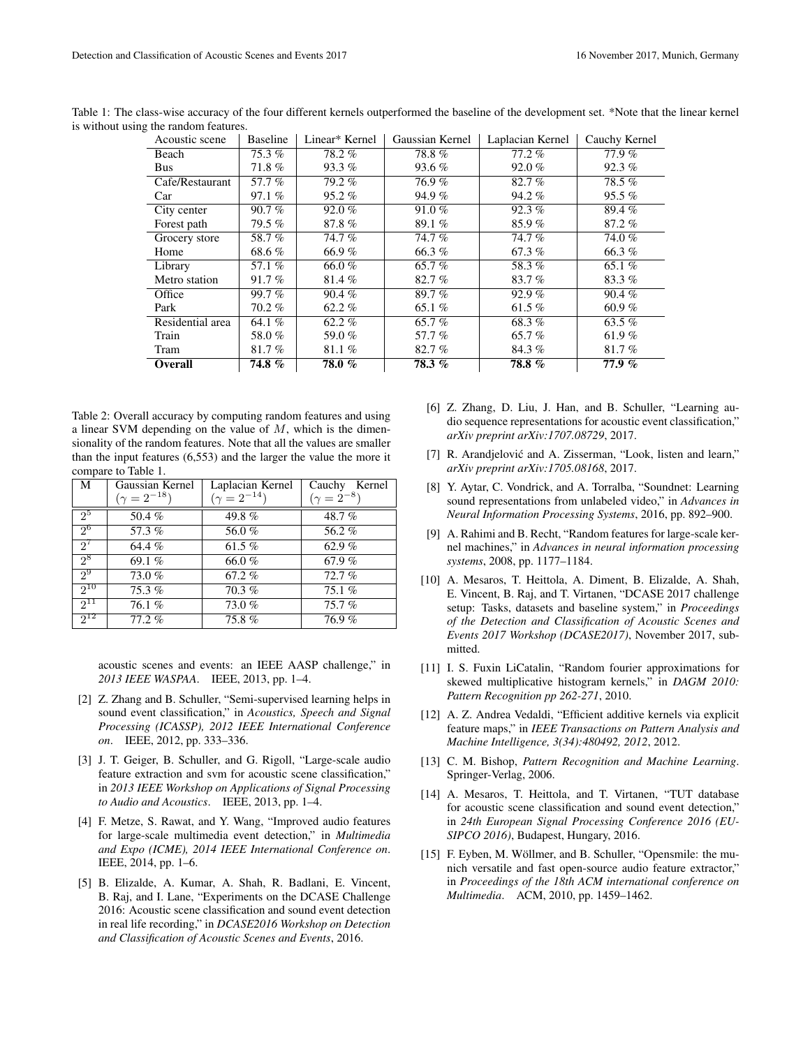Table 1: The class-wise accuracy of the four different kernels outperformed the baseline of the development set. *Note that the linear kernel is without using the random features.

| Acoustic scene | Baseline | Linear* Kernel | Gaussian Kernel | Laplacian Kernel | Cauchy Kernel |
|---|---|---|---|---|---|
| Beach | 75.3 % | 78.2 % | 78.8 % | 77.2 % | 77.9 % |
| Bus | 71.8 % | 93.3 % | 93.6 % | 92.0 % | 92.3 % |
| Cafe/Restaurant | 57.7 % | 79.2 % | 76.9 % | 82.7 % | 78.5 % |
| Car | 97.1 % | 95.2 % | 94.9 % | 94.2 % | 95.5 % |
| City center | 90.7 % | 92.0 % | 91.0 % | 92.3 % | 89.4 % |
| Forest path | 79.5 % | 87.8 % | 89.1 % | 85.9 % | 87.2 % |
| Grocery store | 58.7 % | 74.7 % | 74.7 % | 74.7 % | 74.0 % |
| Home | 68.6 % | 66.9 % | 66.3 % | 67.3 % | 66.3 % |
| Library | 57.1 % | 66.0 % | 65.7 % | 58.3 % | 65.1 % |
| Metro station | 91.7 % | 81.4 % | 82.7 % | 83.7 % | 83.3 % |
| Office | 99.7 % | 90.4 % | 89.7 % | 92.9 % | 90.4 % |
| Park | 70.2 % | 62.2 % | 65.1 % | 61.5 % | 60.9 % |
| Residential area | 64.1 % | 62.2 % | 65.7 % | 68.3 % | 63.5 % |
| Train | 58.0 % | 59.0 % | 57.7 % | 65.7 % | 61.9 % |
| Tram | 81.7 % | 81.1 % | 82.7 % | 84.3 % | 81.7 % |
| **Overall** | **74.8 %** | **78.0 %** | **78.3 %** | **78.8 %** | **77.9 %** |

Table 2: Overall accuracy by computing random features and using a linear SVM depending on the value of $M$, which is the dimensionality of the random features. Note that all the values are smaller than the input features (6,553) and the larger the value the more it compare to Table 1.

| M | Gaussian Kernel ($\gamma = 2^{-18}$) | Laplacian Kernel ($\gamma = 2^{-14}$) | Cauchy Kernel ($\gamma = 2^{-8}$) |
|---|---|---|---|
| $2^5$ | 50.4 % | 49.8 % | 48.7 % |
| $2^6$ | 57.3 % | 56.0 % | 56.2 % |
| $2^7$ | 64.4 % | 61.5 % | 62.9 % |
| $2^8$ | 69.1 % | 66.0 % | 67.9 % |
| $2^9$ | 73.0 % | 67.2 % | 72.7 % |
| $2^{10}$ | 75.3 % | 70.3 % | 75.1 % |
| $2^{11}$ | 76.1 % | 73.0 % | 75.7 % |
| $2^{12}$ | 77.2 % | 75.8 % | 76.9 % |

acoustic scenes and events: an IEEE AASP challenge," in *2013 IEEE WASPAA*. IEEE, 2013, pp. 1–4.

[2] Z. Zhang and B. Schuller, "Semi-supervised learning helps in sound event classification," in *Acoustics, Speech and Signal Processing (ICASSP), 2012 IEEE International Conference on*. IEEE, 2012, pp. 333–336.

[3] J. T. Geiger, B. Schuller, and G. Rigoll, "Large-scale audio feature extraction and svm for acoustic scene classification," in *2013 IEEE Workshop on Applications of Signal Processing to Audio and Acoustics*. IEEE, 2013, pp. 1–4.

[4] F. Metze, S. Rawat, and Y. Wang, "Improved audio features for large-scale multimedia event detection," in *Multimedia and Expo (ICME), 2014 IEEE International Conference on*. IEEE, 2014, pp. 1–6.

[5] B. Elizalde, A. Kumar, A. Shah, R. Badlani, E. Vincent, B. Raj, and I. Lane, "Experiments on the DCASE Challenge 2016: Acoustic scene classification and sound event detection in real life recording," in *DCASE2016 Workshop on Detection and Classification of Acoustic Scenes and Events*, 2016.

[6] Z. Zhang, D. Liu, J. Han, and B. Schuller, "Learning audio sequence representations for acoustic event classification," *arXiv preprint arXiv:1707.08729*, 2017.

[7] R. Arandjelović and A. Zisserman, "Look, listen and learn," *arXiv preprint arXiv:1705.08168*, 2017.

[8] Y. Aytar, C. Vondrick, and A. Torralba, "Soundnet: Learning sound representations from unlabeled video," in *Advances in Neural Information Processing Systems*, 2016, pp. 892–900.

[9] A. Rahimi and B. Recht, "Random features for large-scale kernel machines," in *Advances in neural information processing systems*, 2008, pp. 1177–1184.

[10] A. Mesaros, T. Heittola, A. Diment, B. Elizalde, A. Shah, E. Vincent, B. Raj, and T. Virtanen, "DCASE 2017 challenge setup: Tasks, datasets and baseline system," in *Proceedings of the Detection and Classification of Acoustic Scenes and Events 2017 Workshop (DCASE2017)*, November 2017, submitted.

[11] I. S. Fuxin LiCatalin, "Random fourier approximations for skewed multiplicative histogram kernels," in *DAGM 2010: Pattern Recognition pp 262-271*, 2010.

[12] A. Z. Andrea Vedaldi, "Efficient additive kernels via explicit feature maps," in *IEEE Transactions on Pattern Analysis and Machine Intelligence, 3(34):480492, 2012*, 2012.

[13] C. M. Bishop, *Pattern Recognition and Machine Learning*. Springer-Verlag, 2006.

[14] A. Mesaros, T. Heittola, and T. Virtanen, "TUT database for acoustic scene classification and sound event detection," in *24th European Signal Processing Conference 2016 (EUSIPCO 2016)*, Budapest, Hungary, 2016.

[15] F. Eyben, M. Wöllmer, and B. Schuller, "Opensmile: the munich versatile and fast open-source audio feature extractor," in *Proceedings of the 18th ACM international conference on Multimedia*. ACM, 2010, pp. 1459–1462.